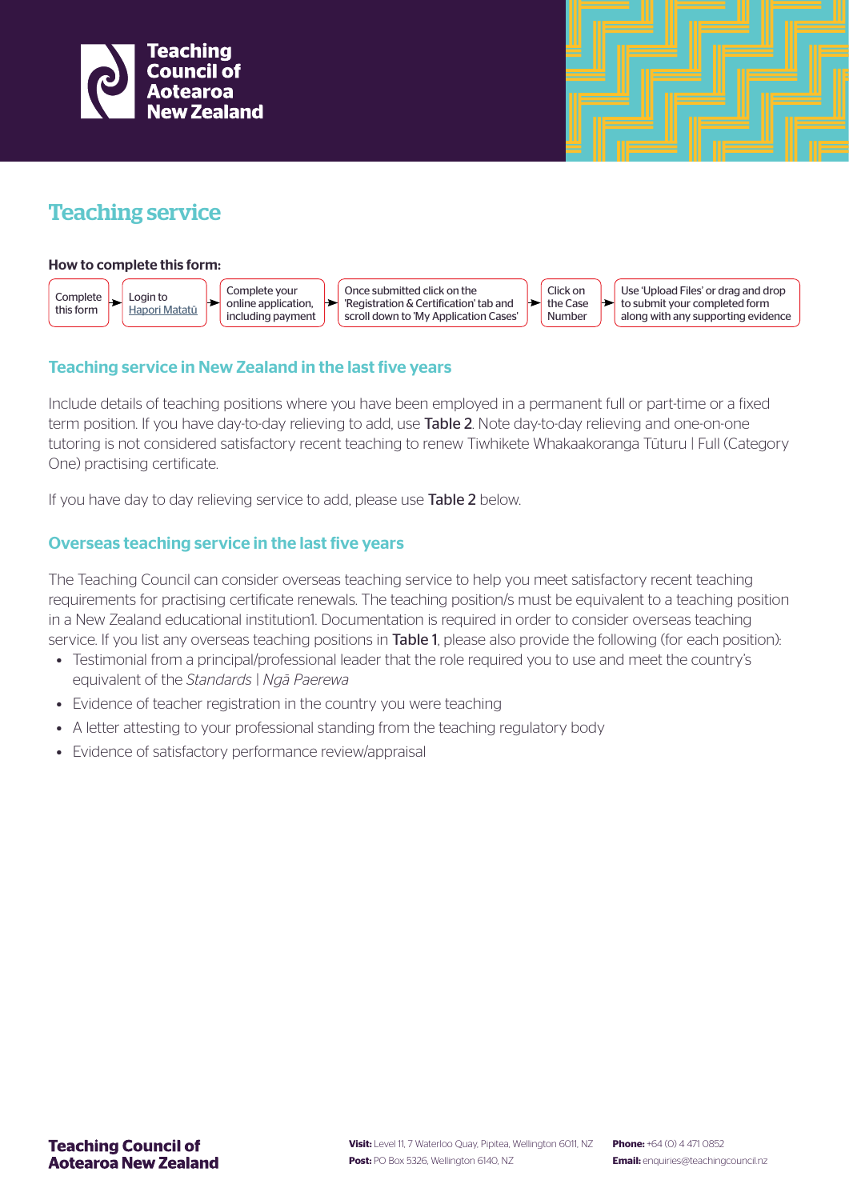Teaching Council of Aotearoa New Zealand

# Teaching service

**How to complete this form:**

Complete this form → Login to Hapori Matatū → Complete your online application, including payment → Once submitted click on the 'Registration & Certification' tab and scroll down to 'My Application Cases' → Click on the Case Number → Use 'Upload Files' or drag and drop to submit your completed form along with any supporting evidence

## Teaching service in New Zealand in the last five years

Include details of teaching positions where you have been employed in a permanent full or part-time or a fixed term position. If you have day-to-day relieving to add, use Table 2. Note day-to-day relieving and one-on-one tutoring is not considered satisfactory recent teaching to renew Tiwhikete Whakaakoranga Tūturu | Full (Category One) practising certificate.

If you have day to day relieving service to add, please use Table 2 below.

## Overseas teaching service in the last five years

The Teaching Council can consider overseas teaching service to help you meet satisfactory recent teaching requirements for practising certificate renewals. The teaching position/s must be equivalent to a teaching position in a New Zealand educational institution[1]. Documentation is required in order to consider overseas teaching service. If you list any overseas teaching positions in Table 1, please also provide the following (for each position):

- Testimonial from a principal/professional leader that the role required you to use and meet the country's equivalent of the *Standards | Ngā Paerewa*
- Evidence of teacher registration in the country you were teaching
- A letter attesting to your professional standing from the teaching regulatory body
- Evidence of satisfactory performance review/appraisal

**Teaching Council of Aotearoa New Zealand**

**Visit:** Level 11, 7 Waterloo Quay, Pipitea, Wellington 6011, NZ
**Post:** PO Box 5326, Wellington 6140, NZ
**Phone:** +64 (0) 4 471 0852
**Email:** enquiries@teachingcouncil.nz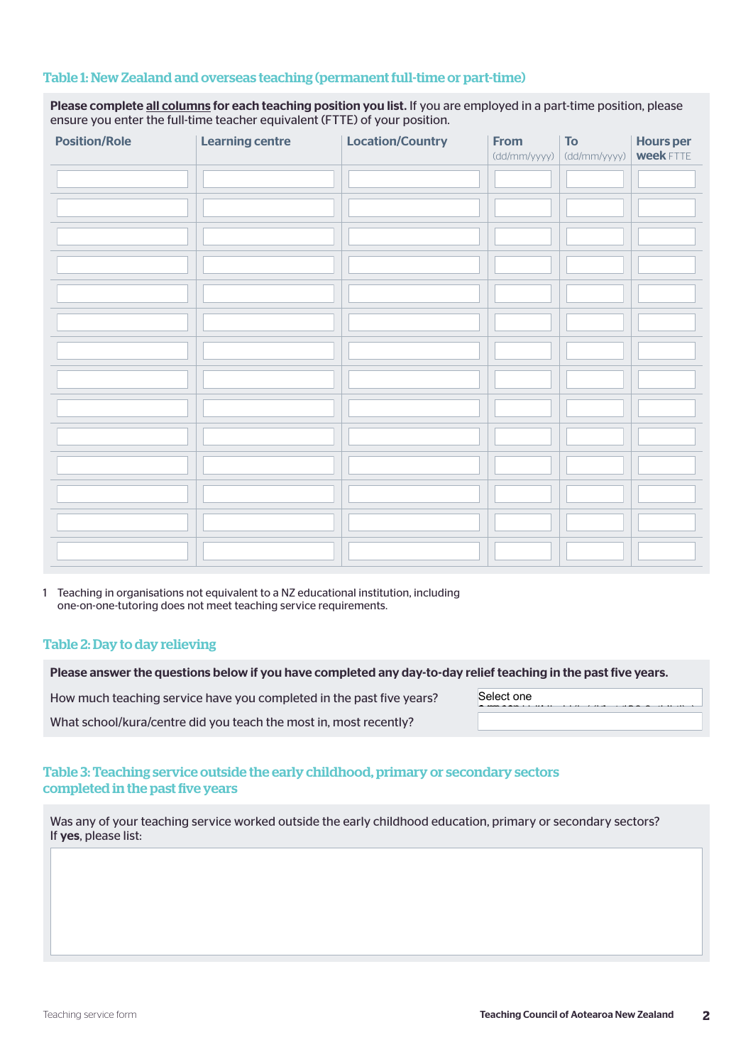## Table 1: New Zealand and overseas teaching (permanent full-time or part-time)

**Please complete all columns for each teaching position you list.** If you are employed in a part-time position, please ensure you enter the full-time teacher equivalent (FTTE) of your position.

| Position/Role | Learning centre | Location/Country | From (dd/mm/yyyy) | To (dd/mm/yyyy) | Hours per week FTTE |
|---|---|---|---|---|---|
| | | | | | |
| | | | | | |
| | | | | | |
| | | | | | |
| | | | | | |
| | | | | | |
| | | | | | |
| | | | | | |
| | | | | | |
| | | | | | |
| | | | | | |
| | | | | | |
| | | | | | |
| | | | | | |

1 Teaching in organisations not equivalent to a NZ educational institution, including one-on-one-tutoring does not meet teaching service requirements.

## Table 2: Day to day relieving

**Please answer the questions below if you have completed any day-to-day relief teaching in the past five years.**

| | |
|---|---|
| How much teaching service have you completed in the past five years? | Select one |
| What school/kura/centre did you teach the most in, most recently? | |

## Table 3: Teaching service outside the early childhood, primary or secondary sectors completed in the past five years

Was any of your teaching service worked outside the early childhood education, primary or secondary sectors? If **yes**, please list: